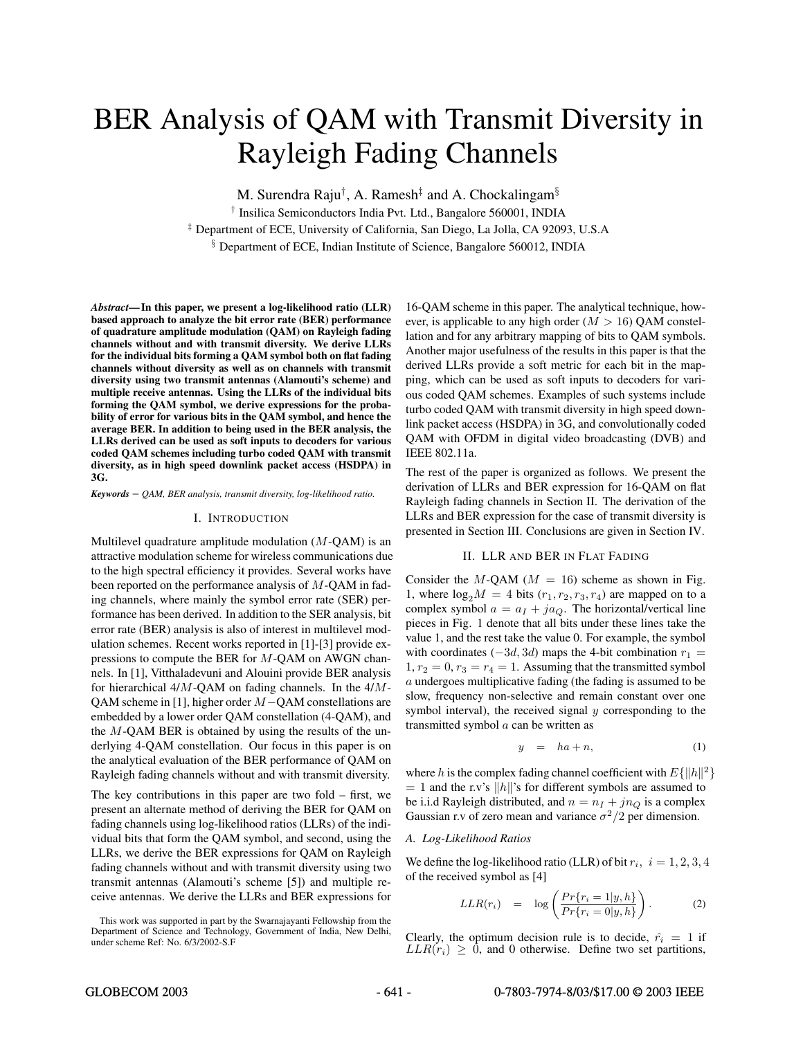# BER Analysis of QAM with Transmit Diversity in Rayleigh Fading Channels

M. Surendra Raju[†], A. Ramesh[‡] and A. Chockalingam[§]

[†] Insilica Semiconductors India Pvt. Ltd., Bangalore 560001, INDIA

[‡] Department of ECE, University of California, San Diego, La Jolla, CA 92093, U.S.A

[§] Department of ECE, Indian Institute of Science, Bangalore 560012, INDIA

***Abstract*— In this paper, we present a log-likelihood ratio (LLR) based approach to analyze the bit error rate (BER) performance of quadrature amplitude modulation (QAM) on Rayleigh fading channels without and with transmit diversity. We derive LLRs for the individual bits forming a QAM symbol both on flat fading channels without diversity as well as on channels with transmit diversity using two transmit antennas (Alamouti's scheme) and multiple receive antennas. Using the LLRs of the individual bits forming the QAM symbol, we derive expressions for the probability of error for various bits in the QAM symbol, and hence the average BER. In addition to being used in the BER analysis, the LLRs derived can be used as soft inputs to decoders for various coded QAM schemes including turbo coded QAM with transmit diversity, as in high speed downlink packet access (HSDPA) in 3G.**

***Keywords*** − *QAM, BER analysis, transmit diversity, log-likelihood ratio.*

## I. Introduction

Multilevel quadrature amplitude modulation ($M$-QAM) is an attractive modulation scheme for wireless communications due to the high spectral efficiency it provides. Several works have been reported on the performance analysis of $M$-QAM in fading channels, where mainly the symbol error rate (SER) performance has been derived. In addition to the SER analysis, bit error rate (BER) analysis is also of interest in multilevel modulation schemes. Recent works reported in [1]-[3] provide expressions to compute the BER for $M$-QAM on AWGN channels. In [1], Vitthaladevuni and Alouini provide BER analysis for hierarchical 4/$M$-QAM on fading channels. In the 4/$M$-QAM scheme in [1], higher order $M-$QAM constellations are embedded by a lower order QAM constellation (4-QAM), and the $M$-QAM BER is obtained by using the results of the underlying 4-QAM constellation. Our focus in this paper is on the analytical evaluation of the BER performance of QAM on Rayleigh fading channels without and with transmit diversity.

The key contributions in this paper are two fold – first, we present an alternate method of deriving the BER for QAM on fading channels using log-likelihood ratios (LLRs) of the individual bits that form the QAM symbol, and second, using the LLRs, we derive the BER expressions for QAM on Rayleigh fading channels without and with transmit diversity using two transmit antennas (Alamouti's scheme [5]) and multiple receive antennas. We derive the LLRs and BER expressions for 16-QAM scheme in this paper. The analytical technique, however, is applicable to any high order ($M > 16$) QAM constellation and for any arbitrary mapping of bits to QAM symbols. Another major usefulness of the results in this paper is that the derived LLRs provide a soft metric for each bit in the mapping, which can be used as soft inputs to decoders for various coded QAM schemes. Examples of such systems include turbo coded QAM with transmit diversity in high speed downlink packet access (HSDPA) in 3G, and convolutionally coded QAM with OFDM in digital video broadcasting (DVB) and IEEE 802.11a.

This work was supported in part by the Swarnajayanti Fellowship from the Department of Science and Technology, Government of India, New Delhi, under scheme Ref: No. 6/3/2002-S.F

The rest of the paper is organized as follows. We present the derivation of LLRs and BER expression for 16-QAM on flat Rayleigh fading channels in Section II. The derivation of the LLRs and BER expression for the case of transmit diversity is presented in Section III. Conclusions are given in Section IV.

## II. LLR and BER in Flat Fading

Consider the $M$-QAM ($M = 16$) scheme as shown in Fig. 1, where $\log_2 M = 4$ bits ($r_1, r_2, r_3, r_4$) are mapped on to a complex symbol $a = a_I + ja_Q$. The horizontal/vertical line pieces in Fig. 1 denote that all bits under these lines take the value 1, and the rest take the value 0. For example, the symbol with coordinates $(-3d, 3d)$ maps the 4-bit combination $r_1 = 1, r_2 = 0, r_3 = r_4 = 1$. Assuming that the transmitted symbol $a$ undergoes multiplicative fading (the fading is assumed to be slow, frequency non-selective and remain constant over one symbol interval), the received signal $y$ corresponding to the transmitted symbol $a$ can be written as

$$y \;=\; ha + n, \tag{1}$$

where $h$ is the complex fading channel coefficient with $E\{\|h\|^2\} = 1$ and the r.v's $\|h\|$'s for different symbols are assumed to be i.i.d Rayleigh distributed, and $n = n_I + jn_Q$ is a complex Gaussian r.v of zero mean and variance $\sigma^2/2$ per dimension.

### A. Log-Likelihood Ratios

We define the log-likelihood ratio (LLR) of bit $r_i,\ i = 1, 2, 3, 4$ of the received symbol as [4]

$$LLR(r_i) \;=\; \log\left(\frac{Pr\{r_i = 1|y, h\}}{Pr\{r_i = 0|y, h\}}\right). \tag{2}$$

Clearly, the optimum decision rule is to decide, $\hat{r_i} = 1$ if $LLR(r_i) \geq 0$, and 0 otherwise. Define two set partitions,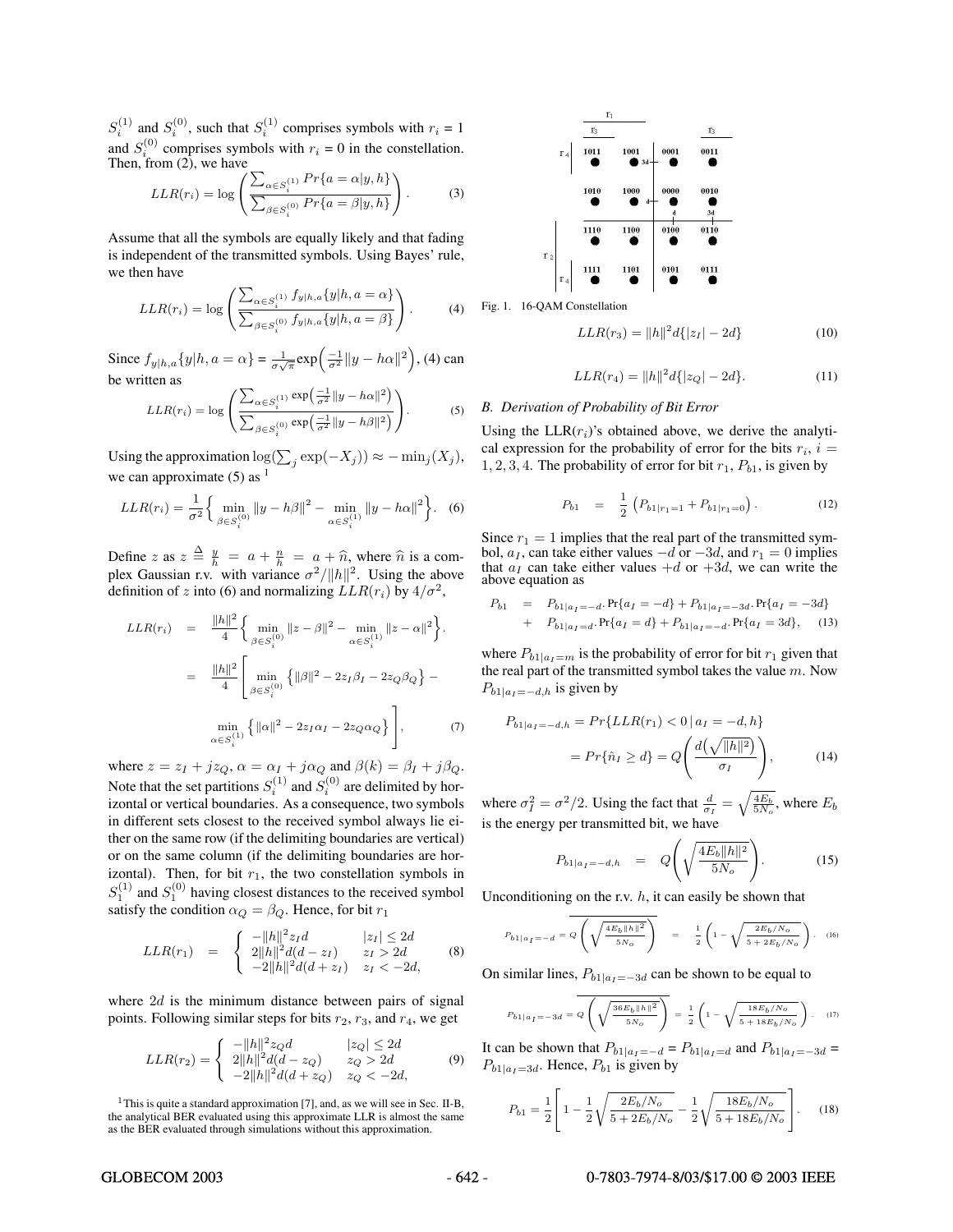$S_i^{(1)}$ and $S_i^{(0)}$, such that $S_i^{(1)}$ comprises symbols with $r_i$ = 1 and $S_i^{(0)}$ comprises symbols with $r_i$ = 0 in the constellation. Then, from (2), we have

$$LLR(r_i) = \log\left(\frac{\sum_{\alpha \in S_i^{(1)}} Pr\{a = \alpha | y, h\}}{\sum_{\beta \in S_i^{(0)}} Pr\{a = \beta | y, h\}}\right). \quad (3)$$

Assume that all the symbols are equally likely and that fading is independent of the transmitted symbols. Using Bayes' rule, we then have

$$LLR(r_i) = \log\left(\frac{\sum_{\alpha \in S_i^{(1)}} f_{y|h,a}\{y|h, a = \alpha\}}{\sum_{\beta \in S_i^{(0)}} f_{y|h,a}\{y|h, a = \beta\}}\right). \quad (4)$$

Since $f_{y|h,a}\{y|h, a = \alpha\} = \frac{1}{\sigma\sqrt{\pi}}\exp\left(\frac{-1}{\sigma^2}\|y - h\alpha\|^2\right)$, (4) can be written as

$$LLR(r_i) = \log\left(\frac{\sum_{\alpha \in S_i^{(1)}} \exp\left(\frac{-1}{\sigma^2}\|y - h\alpha\|^2\right)}{\sum_{\beta \in S_i^{(0)}} \exp\left(\frac{-1}{\sigma^2}\|y - h\beta\|^2\right)}\right). \quad (5)$$

Using the approximation $\log(\sum_j \exp(-X_j)) \approx -\min_j(X_j)$, we can approximate (5) as [1]

$$LLR(r_i) = \frac{1}{\sigma^2}\left\{\min_{\beta \in S_i^{(0)}} \|y - h\beta\|^2 - \min_{\alpha \in S_i^{(1)}} \|y - h\alpha\|^2\right\}. \quad (6)$$

Define $z$ as $z \overset{\Delta}{=} \frac{y}{h} = a + \frac{n}{h} = a + \widehat{n}$, where $\widehat{n}$ is a complex Gaussian r.v. with variance $\sigma^2/\|h\|^2$. Using the above definition of $z$ into (6) and normalizing $LLR(r_i)$ by $4/\sigma^2$,

$$\begin{aligned} LLR(r_i) &= \frac{\|h\|^2}{4}\left\{\min_{\beta \in S_i^{(0)}} \|z - \beta\|^2 - \min_{\alpha \in S_i^{(1)}} \|z - \alpha\|^2\right\}. \\ &= \frac{\|h\|^2}{4}\left[\min_{\beta \in S_i^{(0)}} \left\{\|\beta\|^2 - 2z_I\beta_I - 2z_Q\beta_Q\right\} - \right. \\ &\qquad \left. \min_{\alpha \in S_i^{(1)}} \left\{\|\alpha\|^2 - 2z_I\alpha_I - 2z_Q\alpha_Q\right\}\right], \end{aligned} \quad (7)$$

where $z = z_I + jz_Q$, $\alpha = \alpha_I + j\alpha_Q$ and $\beta(k) = \beta_I + j\beta_Q$. Note that the set partitions $S_i^{(1)}$ and $S_i^{(0)}$ are delimited by horizontal or vertical boundaries. As a consequence, two symbols in different sets closest to the received symbol always lie either on the same row (if the delimiting boundaries are vertical) or on the same column (if the delimiting boundaries are horizontal). Then, for bit $r_1$, the two constellation symbols in $S_1^{(1)}$ and $S_1^{(0)}$ having closest distances to the received symbol satisfy the condition $\alpha_Q = \beta_Q$. Hence, for bit $r_1$

$$LLR(r_1) = \begin{cases} -\|h\|^2 z_I d & |z_I| \le 2d \\ 2\|h\|^2 d(d - z_I) & z_I > 2d \\ -2\|h\|^2 d(d + z_I) & z_I < -2d, \end{cases} \quad (8)$$

where $2d$ is the minimum distance between pairs of signal points. Following similar steps for bits $r_2$, $r_3$, and $r_4$, we get

$$LLR(r_2) = \begin{cases} -\|h\|^2 z_Q d & |z_Q| \le 2d \\ 2\|h\|^2 d(d - z_Q) & z_Q > 2d \\ -2\|h\|^2 d(d + z_Q) & z_Q < -2d, \end{cases} \quad (9)$$

[1] This is quite a standard approximation [7], and, as we will see in Sec. II-B, the analytical BER evaluated using this approximate LLR is almost the same as the BER evaluated through simulations without this approximation.

Fig. 1. 16-QAM Constellation

$$LLR(r_3) = \|h\|^2 d\{|z_I| - 2d\} \quad (10)$$

$$LLR(r_4) = \|h\|^2 d\{|z_Q| - 2d\}. \quad (11)$$

### B. Derivation of Probability of Bit Error

Using the LLR($r_i$)'s obtained above, we derive the analytical expression for the probability of error for the bits $r_i$, $i = 1, 2, 3, 4$. The probability of error for bit $r_1$, $P_{b1}$, is given by

$$P_{b1} = \frac{1}{2}\left(P_{b1|r_1=1} + P_{b1|r_1=0}\right). \quad (12)$$

Since $r_1 = 1$ implies that the real part of the transmitted symbol, $a_I$, can take either values $-d$ or $-3d$, and $r_1 = 0$ implies that $a_I$ can take either values $+d$ or $+3d$, we can write the above equation as

$$\begin{aligned} P_{b1} &= P_{b1|a_I=-d}.\Pr\{a_I = -d\} + P_{b1|a_I=-3d}.\Pr\{a_I = -3d\} \\ &+ P_{b1|a_I=d}.\Pr\{a_I = d\} + P_{b1|a_I=-d}.\Pr\{a_I = 3d\}, \end{aligned} \quad (13)$$

where $P_{b1|a_I=m}$ is the probability of error for bit $r_1$ given that the real part of the transmitted symbol takes the value $m$. Now $P_{b1|a_I=-d,h}$ is given by

$$\begin{aligned} P_{b1|a_I=-d,h} &= Pr\{LLR(r_1) < 0 \,|\, a_I = -d, h\} \\ &= Pr\{\hat{n}_I \ge d\} = Q\left(\frac{d\left(\sqrt{\|h\|^2}\right)}{\sigma_I}\right), \end{aligned} \quad (14)$$

where $\sigma_I^2 = \sigma^2/2$. Using the fact that $\frac{d}{\sigma_I} = \sqrt{\frac{4E_b}{5N_o}}$, where $E_b$ is the energy per transmitted bit, we have

$$P_{b1|a_I=-d,h} = Q\left(\sqrt{\frac{4E_b\|h\|^2}{5N_o}}\right). \quad (15)$$

Unconditioning on the r.v. $h$, it can easily be shown that

$$P_{b1|a_I=-d} = \overline{Q\left(\sqrt{\frac{4E_b\|h\|^2}{5N_o}}\right)} = \frac{1}{2}\left(1 - \sqrt{\frac{2E_b/N_o}{5 + 2E_b/N_o}}\right). \quad (16)$$

On similar lines, $P_{b1|a_I=-3d}$ can be shown to be equal to

$$P_{b1|a_I=-3d} = \overline{Q\left(\sqrt{\frac{36E_b\|h\|^2}{5N_o}}\right)} = \frac{1}{2}\left(1 - \sqrt{\frac{18E_b/N_o}{5 + 18E_b/N_o}}\right). \quad (17)$$

It can be shown that $P_{b1|a_I=-d} = P_{b1|a_I=d}$ and $P_{b1|a_I=-3d} = P_{b1|a_I=3d}$. Hence, $P_{b1}$ is given by

$$P_{b1} = \frac{1}{2}\left[1 - \frac{1}{2}\sqrt{\frac{2E_b/N_o}{5 + 2E_b/N_o}} - \frac{1}{2}\sqrt{\frac{18E_b/N_o}{5 + 18E_b/N_o}}\right]. \quad (18)$$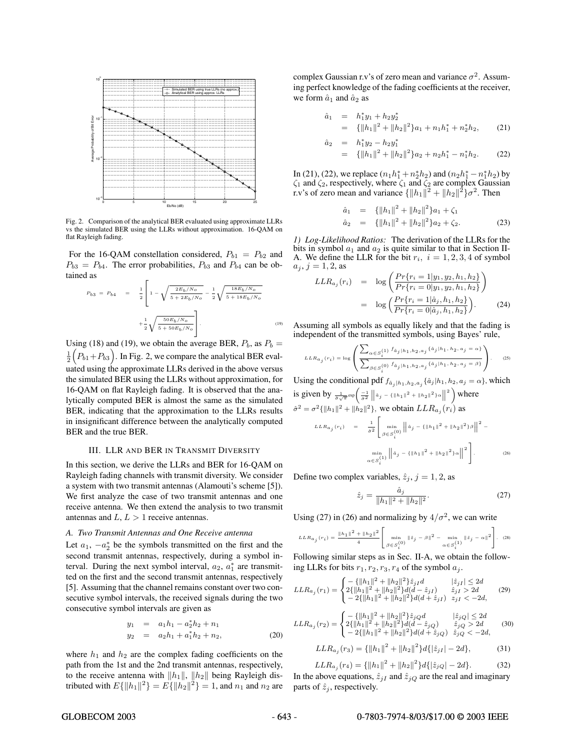Fig. 2. Comparison of the analytical BER evaluated using approximate LLRs vs the simulated BER using the LLRs without approximation. 16-QAM on flat Rayleigh fading.

For the 16-QAM constellation considered, $P_{b1} = P_{b2}$ and $P_{b3} = P_{b4}$. The error probabilities, $P_{b3}$ and $P_{b4}$ can be obtained as

$$P_{b3} = P_{b4} = \frac{1}{2}\left[1 - \sqrt{\frac{2E_b/N_o}{5+2E_b/N_o}} - \frac{1}{2}\sqrt{\frac{18E_b/N_o}{5+18E_b/N_o}} + \frac{1}{2}\sqrt{\frac{50E_b/N_o}{5+50E_b/N_o}}\right]. \quad (19)$$

Using (18) and (19), we obtain the average BER, $P_b$, as $P_b = \frac{1}{2}\Big(P_{b1} + P_{b3}\Big)$. In Fig. 2, we compare the analytical BER evaluated using the approximate LLRs derived in the above versus the simulated BER using the LLRs without approximation, for 16-QAM on flat Rayleigh fading. It is observed that the analytically computed BER is almost the same as the simulated BER, indicating that the approximation to the LLRs results in insignificant difference between the analytically computed BER and the true BER.

## III. LLR and BER in Transmit Diversity

In this section, we derive the LLRs and BER for 16-QAM on Rayleigh fading channels with transmit diversity. We consider a system with two transmit antennas (Alamouti's scheme [5]). We first analyze the case of two transmit antennas and one receive antenna. We then extend the analysis to two transmit antennas and $L$, $L > 1$ receive antennas.

### A. Two Transmit Antennas and One Receive antenna

Let $a_1$, $-a_2^*$ be the symbols transmitted on the first and the second transmit antennas, respectively, during a symbol interval. During the next symbol interval, $a_2$, $a_1^*$ are transmitted on the first and the second transmit antennas, respectively [5]. Assuming that the channel remains constant over two consecutive symbol intervals, the received signals during the two consecutive symbol intervals are given as

$$\begin{aligned} y_1 &= a_1 h_1 - a_2^* h_2 + n_1 \\ y_2 &= a_2 h_1 + a_1^* h_2 + n_2, \end{aligned} \quad (20)$$

where $h_1$ and $h_2$ are the complex fading coefficients on the path from the 1st and the 2nd transmit antennas, respectively, to the receive antenna with $\|h_1\|$, $\|h_2\|$ being Rayleigh distributed with $E\{\|h_1\|^2\} = E\{\|h_2\|^2\} = 1$, and $n_1$ and $n_2$ are complex Gaussian r.v's of zero mean and variance $\sigma^2$. Assuming perfect knowledge of the fading coefficients at the receiver, we form $\hat{a}_1$ and $\hat{a}_2$ as

$$\begin{aligned} \hat{a}_1 &= h_1^* y_1 + h_2 y_2^* \\ &= \{\|h_1\|^2 + \|h_2\|^2\} a_1 + n_1 h_1^* + n_2^* h_2, \end{aligned} \quad (21)$$

$$\begin{aligned} \hat{a}_2 &= h_1^* y_2 - h_2 y_1^* \\ &= \{\|h_1\|^2 + \|h_2\|^2\} a_2 + n_2 h_1^* - n_1^* h_2. \end{aligned} \quad (22)$$

In (21), (22), we replace $(n_1 h_1^* + n_2^* h_2)$ and $(n_2 h_1^* - n_1^* h_2)$ by $\zeta_1$ and $\zeta_2$, respectively, where $\zeta_1$ and $\zeta_2$ are complex Gaussian r.v's of zero mean and variance $\{\|h_1\|^2 + \|h_2\|^2\}\sigma^2$. Then

$$\begin{aligned} \hat{a}_1 &= \{\|h_1\|^2 + \|h_2\|^2\} a_1 + \zeta_1 \\ \hat{a}_2 &= \{\|h_1\|^2 + \|h_2\|^2\} a_2 + \zeta_2. \end{aligned} \quad (23)$$

*1) Log-Likelihood Ratios:* The derivation of the LLRs for the bits in symbol $a_1$ and $a_2$ is quite similar to that in Section II-A. We define the LLR for the bit $r_i$, $i = 1, 2, 3, 4$ of symbol $a_j$, $j = 1, 2$, as

$$\begin{aligned} LLR_{a_j}(r_i) &= \log\left(\frac{Pr\{r_i = 1 | y_1, y_2, h_1, h_2\}}{Pr\{r_i = 0 | y_1, y_2, h_1, h_2\}}\right) \\ &= \log\left(\frac{Pr\{r_i = 1 | \hat{a}_j, h_1, h_2\}}{Pr\{r_i = 0 | \hat{a}_j, h_1, h_2\}}\right). \end{aligned} \quad (24)$$

Assuming all symbols as equally likely and that the fading is independent of the transmitted symbols, using Bayes' rule,

$$LLR_{a_j}(r_i) = \log\left(\frac{\sum_{\alpha \in S_i^{(1)}} f_{\hat{a}_j | h_1, h_2, a_j}\{\hat{a}_j | h_1, h_2, a_j = \alpha\}}{\sum_{\beta \in S_i^{(0)}} f_{\hat{a}_j | h_1, h_2, a_j}\{\hat{a}_j | h_1, h_2, a_j = \beta\}}\right). \quad (25)$$

Using the conditional pdf $f_{\hat{a}_j | h_1, h_2, a_j}\{\hat{a}_j | h_1, h_2, a_j = \alpha\}$, which is given by $\frac{1}{\hat{\sigma}\sqrt{\pi}}\exp\left(\frac{-1}{\hat{\sigma}^2}\left\|\hat{a}_j - \{\|h_1\|^2 + \|h_2\|^2\}\alpha\right\|^2\right)$ where $\hat{\sigma}^2 = \sigma^2\{\|h_1\|^2 + \|h_2\|^2\}$, we obtain $LLR_{a_j}(r_i)$ as

$$LLR_{a_j}(r_i) = \frac{1}{\hat{\sigma}^2}\left[\min_{\beta \in S_i^{(0)}}\left\|\hat{a}_j - \{\|h_1\|^2 + \|h_2\|^2\}\beta\right\|^2 - \min_{\alpha \in S_i^{(1)}}\left\|\hat{a}_j - \{\|h_1\|^2 + \|h_2\|^2\}\alpha\right\|^2\right]. \quad (26)$$

Define two complex variables, $\hat{z}_j$, $j = 1, 2$, as

$$\hat{z}_j = \frac{\hat{a}_j}{\|h_1\|^2 + \|h_2\|^2}. \quad (27)$$

Using (27) in (26) and normalizing by $4/\sigma^2$, we can write

$$LLR_{a_j}(r_i) = \frac{\|h_1\|^2 + \|h_2\|^2}{4}\left[\min_{\beta \in S_i^{(0)}}\|\hat{z}_j - \beta\|^2 - \min_{\alpha \in S_i^{(1)}}\|\hat{z}_j - \alpha\|^2\right]. \quad (28)$$

Following similar steps as in Sec. II-A, we obtain the following LLRs for bits $r_1, r_2, r_3, r_4$ of the symbol $a_j$.

$$LLR_{a_j}(r_1) = \begin{cases} -\{\|h_1\|^2 + \|h_2\|^2\}\hat{z}_{jI} d & |\hat{z}_{jI}| \le 2d \\ 2\{\|h_1\|^2 + \|h_2\|^2\} d(d - \hat{z}_{jI}) & \hat{z}_{jI} > 2d \\ -2\{\|h_1\|^2 + \|h_2\|^2\} d(d + \hat{z}_{jI}) & \hat{z}_{jI} < -2d, \end{cases} \quad (29)$$

$$LLR_{a_j}(r_2) = \begin{cases} -\{\|h_1\|^2 + \|h_2\|^2\}\hat{z}_{jQ} d & |\hat{z}_{jQ}| \le 2d \\ 2\{\|h_1\|^2 + \|h_2\|^2\} d(d - \hat{z}_{jQ}) & \hat{z}_{jQ} > 2d \\ -2\{\|h_1\|^2 + \|h_2\|^2\} d(d + \hat{z}_{jQ}) & \hat{z}_{jQ} < -2d, \end{cases} \quad (30)$$

$$LLR_{a_j}(r_3) = \{\|h_1\|^2 + \|h_2\|^2\} d\{|\hat{z}_{jI}| - 2d\}, \quad (31)$$

$$LLR_{a_j}(r_4) = \{\|h_1\|^2 + \|h_2\|^2\} d\{|\hat{z}_{jQ}| - 2d\}. \quad (32)$$

In the above equations, $\hat{z}_{jI}$ and $\hat{z}_{jQ}$ are the real and imaginary parts of $\hat{z}_j$, respectively.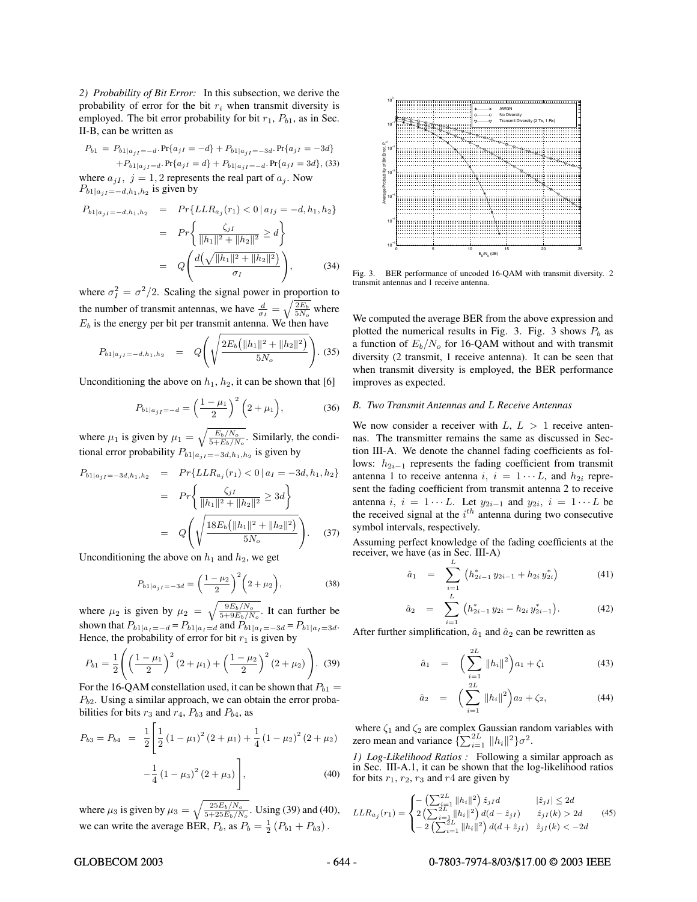*2) Probability of Bit Error:* In this subsection, we derive the probability of error for the bit $r_i$ when transmit diversity is employed. The bit error probability for bit $r_1$, $P_{b1}$, as in Sec. II-B, can be written as

$$P_{b1} = P_{b1|a_{jI}=-d} \cdot \Pr\{a_{jI} = -d\} + P_{b1|a_{jI}=-3d} \cdot \Pr\{a_{jI} = -3d\} + P_{b1|a_{jI}=d} \cdot \Pr\{a_{jI} = d\} + P_{b1|a_{jI}=-d} \cdot \Pr\{a_{jI} = 3d\}, \quad (33)$$

where $a_{jI}$, $j = 1, 2$ represents the real part of $a_j$. Now $P_{b1|a_{jI}=-d,h_1,h_2}$ is given by

$$\begin{aligned} P_{b1|a_{jI}=-d,h_1,h_2} &= Pr\{LLR_{a_j}(r_1) < 0 \,|\, a_{Ij} = -d, h_1, h_2\} \\ &= Pr\left\{ \frac{\zeta_{jI}}{\|h_1\|^2 + \|h_2\|^2} \geq d \right\} \\ &= Q\left( \frac{d\left(\sqrt{\|h_1\|^2 + \|h_2\|^2}\right)}{\sigma_I} \right), \end{aligned} \quad (34)$$

where $\sigma_I^2 = \sigma^2/2$. Scaling the signal power in proportion to the number of transmit antennas, we have $\frac{d}{\sigma_I} = \sqrt{\frac{2E_b}{5N_o}}$ where $E_b$ is the energy per bit per transmit antenna. We then have

$$P_{b1|a_{jI}=-d,h_1,h_2} = Q\left( \sqrt{\frac{2E_b\left(\|h_1\|^2 + \|h_2\|^2\right)}{5N_o}} \right). \quad (35)$$

Unconditioning the above on $h_1$, $h_2$, it can be shown that [6]

$$P_{b1|a_{jI}=-d} = \left(\frac{1-\mu_1}{2}\right)^2 \left(2 + \mu_1\right), \quad (36)$$

where $\mu_1$ is given by $\mu_1 = \sqrt{\frac{E_b/N_o}{5+E_b/N_o}}$. Similarly, the conditional error probability $P_{b1|a_{jI}=-3d,h_1,h_2}$ is given by

$$\begin{aligned} P_{b1|a_{jI}=-3d,h_1,h_2} &= Pr\{LLR_{a_j}(r_1) < 0 \,|\, a_I = -3d, h_1, h_2\} \\ &= Pr\left\{ \frac{\zeta_{jI}}{\|h_1\|^2 + \|h_2\|^2} \geq 3d \right\} \\ &= Q\left( \sqrt{\frac{18E_b\left(\|h_1\|^2 + \|h_2\|^2\right)}{5N_o}} \right). \end{aligned} \quad (37)$$

Unconditioning the above on $h_1$ and $h_2$, we get

$$P_{b1|a_{jI}=-3d} = \left(\frac{1-\mu_2}{2}\right)^2 \left(2 + \mu_2\right), \quad (38)$$

where $\mu_2$ is given by $\mu_2 = \sqrt{\frac{9E_b/N_o}{5+9E_b/N_o}}$. It can further be shown that $P_{b1|a_I=-d} = P_{b1|a_I=d}$ and $P_{b1|a_I=-3d} = P_{b1|a_I=3d}$. Hence, the probability of error for bit $r_1$ is given by

$$P_{b1} = \frac{1}{2}\left( \left(\frac{1-\mu_1}{2}\right)^2 (2+\mu_1) + \left(\frac{1-\mu_2}{2}\right)^2 (2+\mu_2) \right). \quad (39)$$

For the 16-QAM constellation used, it can be shown that $P_{b1} = P_{b2}$. Using a similar approach, we can obtain the error probabilities for bits $r_3$ and $r_4$, $P_{b3}$ and $P_{b4}$, as

$$\begin{aligned} P_{b3} = P_{b4} &= \frac{1}{2}\left[ \frac{1}{2}\left(1-\mu_1\right)^2 (2+\mu_1) + \frac{1}{4}\left(1-\mu_2\right)^2 (2+\mu_2) \right. \\ &\quad \left. - \frac{1}{4}\left(1-\mu_3\right)^2 (2+\mu_3) \right], \end{aligned} \quad (40)$$

where $\mu_3$ is given by $\mu_3 = \sqrt{\frac{25E_b/N_o}{5+25E_b/N_o}}$. Using (39) and (40), we can write the average BER, $P_b$, as $P_b = \frac{1}{2}\left(P_{b1} + P_{b3}\right)$.

Fig. 3. BER performance of uncoded 16-QAM with transmit diversity. 2 transmit antennas and 1 receive antenna.

We computed the average BER from the above expression and plotted the numerical results in Fig. 3. Fig. 3 shows $P_b$ as a function of $E_b/N_o$ for 16-QAM without and with transmit diversity (2 transmit, 1 receive antenna). It can be seen that when transmit diversity is employed, the BER performance improves as expected.

### *B. Two Transmit Antennas and L Receive Antennas*

We now consider a receiver with $L$, $L > 1$ receive antennas. The transmitter remains the same as discussed in Section III-A. We denote the channel fading coefficients as follows: $h_{2i-1}$ represents the fading coefficient from transmit antenna 1 to receive antenna $i$, $i = 1 \cdots L$, and $h_{2i}$ represent the fading coefficient from transmit antenna 2 to receive antenna $i$, $i = 1 \cdots L$. Let $y_{2i-1}$ and $y_{2i}$, $i = 1 \cdots L$ be the received signal at the $i^{th}$ antenna during two consecutive symbol intervals, respectively.

Assuming perfect knowledge of the fading coefficients at the receiver, we have (as in Sec. III-A)

$$\hat{a}_1 = \sum_{i=1}^{L} \left( h_{2i-1}^* \, y_{2i-1} + h_{2i} \, y_{2i}^* \right) \quad (41)$$

$$\hat{a}_2 = \sum_{i=1}^{L} \left( h_{2i-1}^* \, y_{2i} - h_{2i} \, y_{2i-1}^* \right). \quad (42)$$

After further simplification, $\hat{a}_1$ and $\hat{a}_2$ can be rewritten as

$$\hat{a}_1 = \left( \sum_{i=1}^{2L} \|h_i\|^2 \right) a_1 + \zeta_1 \quad (43)$$

$$\hat{a}_2 = \left( \sum_{i=1}^{2L} \|h_i\|^2 \right) a_2 + \zeta_2, \quad (44)$$

where $\zeta_1$ and $\zeta_2$ are complex Gaussian random variables with zero mean and variance $\{\sum_{i=1}^{2L} \|h_i\|^2\}\sigma^2$.

*1) Log-Likelihood Ratios :* Following a similar approach as in Sec. III-A.1, it can be shown that the log-likelihood ratios for bits $r_1$, $r_2$, $r_3$ and $r4$ are given by

$$LLR_{a_j}(r_1) = \begin{cases} -\left(\sum_{i=1}^{2L} \|h_i\|^2\right) \hat{z}_{jI} d & |\hat{z}_{jI}| \leq 2d \\ 2\left(\sum_{i=1}^{2L} \|h_i\|^2\right) d(d - \hat{z}_{jI}) & \hat{z}_{jI}(k) > 2d \\ -2\left(\sum_{i=1}^{2L} \|h_i\|^2\right) d(d + \hat{z}_{jI}) & \hat{z}_{jI}(k) < -2d \end{cases} \quad (45)$$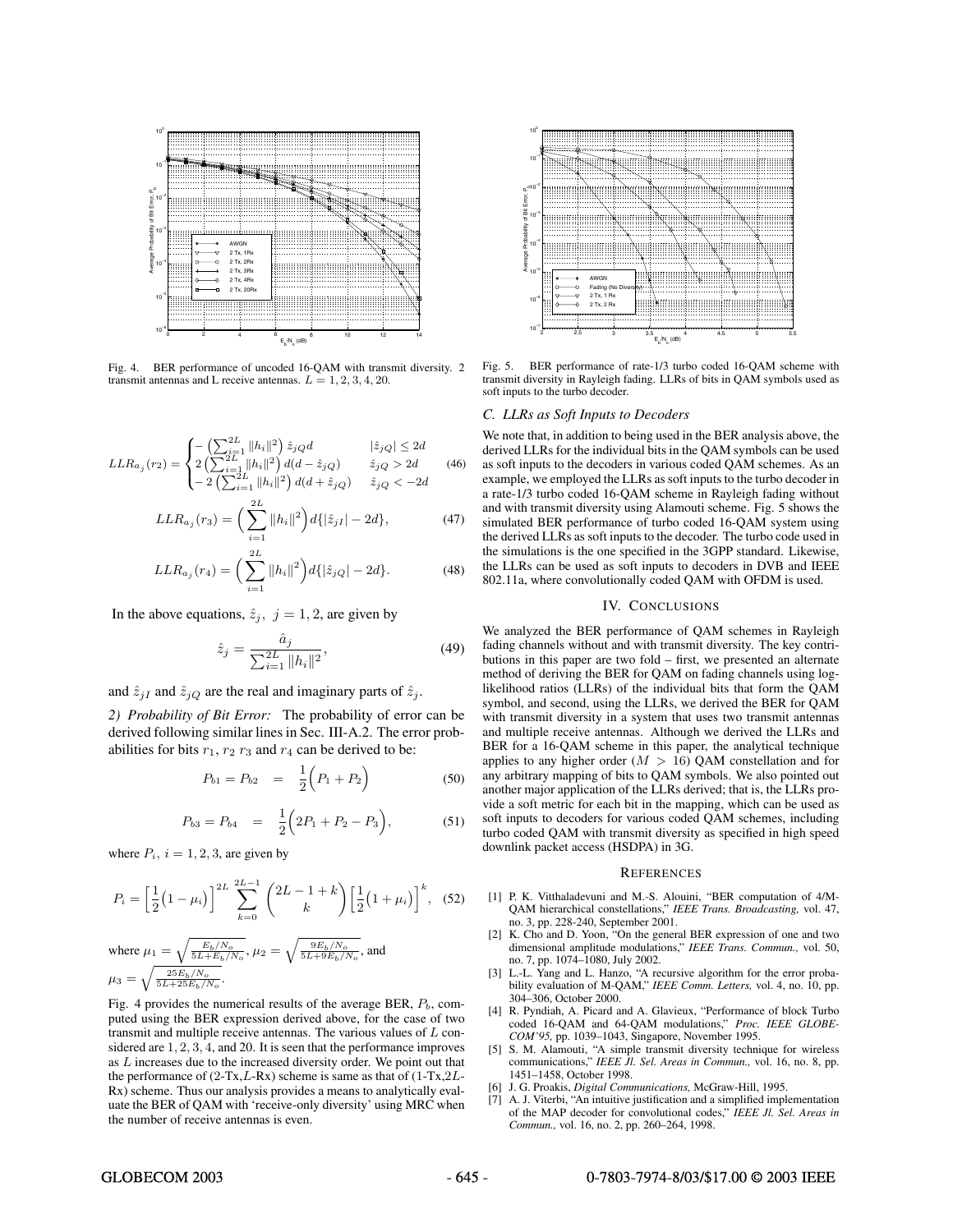10^0

10

Average Probability of Bit Error, P_b

AWGN
2 Tx, 1Rx
2 Tx, 2Rx
2 Tx, 3Rx
2 Tx, 4Rx
2 Tx, 20Rx

0 2 4 6 8 10 12 14

E_b/N_o (dB)

Fig. 4. BER performance of uncoded 16-QAM with transmit diversity. 2 transmit antennas and L receive antennas. $L = 1, 2, 3, 4, 20$.

10^0

Average Probability of Bit Error, P_b

AWGN
Fading (No Diversity)
2 Tx, 1 Rx
2 Tx, 2 Rx

2 2.5 3 3.5 4 4.5 5 5.5

E_b/N_o (dB)

Fig. 5. BER performance of rate-1/3 turbo coded 16-QAM scheme with transmit diversity in Rayleigh fading. LLRs of bits in QAM symbols used as soft inputs to the turbo decoder.

$$
LLR_{a_j}(r_2) = \begin{cases} -\left(\sum_{i=1}^{2L} \|h_i\|^2\right) \hat{z}_{jQ} d & |\hat{z}_{jQ}| \le 2d \\ 2\left(\sum_{i=1}^{2L} \|h_i\|^2\right) d(d - \hat{z}_{jQ}) & \hat{z}_{jQ} > 2d \\ -2\left(\sum_{i=1}^{2L} \|h_i\|^2\right) d(d + \hat{z}_{jQ}) & \hat{z}_{jQ} < -2d \end{cases} \quad (46)
$$

$$
LLR_{a_j}(r_3) = \Big(\sum_{i=1}^{2L} \|h_i\|^2\Big) d\{|\hat{z}_{jI}| - 2d\}, \quad (47)
$$

$$
LLR_{a_j}(r_4) = \Big(\sum_{i=1}^{2L} \|h_i\|^2\Big) d\{|\hat{z}_{jQ}| - 2d\}. \quad (48)
$$

In the above equations, $\hat{z}_j, \ j = 1, 2$, are given by

$$
\hat{z}_j = \frac{\hat{a}_j}{\sum_{i=1}^{2L} \|h_i\|^2}, \quad (49)
$$

and $\hat{z}_{jI}$ and $\hat{z}_{jQ}$ are the real and imaginary parts of $\hat{z}_j$.

*2) Probability of Bit Error:* The probability of error can be derived following similar lines in Sec. III-A.2. The error probabilities for bits $r_1$, $r_2$ $r_3$ and $r_4$ can be derived to be:

$$
P_{b1} = P_{b2} \;\; = \;\; \frac{1}{2}\Big(P_1 + P_2\Big) \quad (50)
$$

$$
P_{b3} = P_{b4} \;\; = \;\; \frac{1}{2}\Big(2P_1 + P_2 - P_3\Big), \quad (51)
$$

where $P_i, \ i = 1, 2, 3$, are given by

$$
P_i = \Big[\frac{1}{2}\big(1 - \mu_i\big)\Big]^{2L} \sum_{k=0}^{2L-1} \binom{2L-1+k}{k} \Big[\frac{1}{2}\big(1 + \mu_i\big)\Big]^k, \quad (52)
$$

where $\mu_1 = \sqrt{\frac{E_b/N_o}{5L + E_b/N_o}}$, $\mu_2 = \sqrt{\frac{9E_b/N_o}{5L + 9E_b/N_o}}$, and $\mu_3 = \sqrt{\frac{25E_b/N_o}{5L + 25E_b/N_o}}$.

Fig. 4 provides the numerical results of the average BER, $P_b$, computed using the BER expression derived above, for the case of two transmit and multiple receive antennas. The various values of $L$ considered are $1, 2, 3, 4$, and $20$. It is seen that the performance improves as $L$ increases due to the increased diversity order. We point out that the performance of (2-Tx,$L$-Rx) scheme is same as that of (1-Tx,$2L$-Rx) scheme. Thus our analysis provides a means to analytically evaluate the BER of QAM with 'receive-only diversity' using MRC when the number of receive antennas is even.

### C. LLRs as Soft Inputs to Decoders

We note that, in addition to being used in the BER analysis above, the derived LLRs for the individual bits in the QAM symbols can be used as soft inputs to the decoders in various coded QAM schemes. As an example, we employed the LLRs as soft inputs to the turbo decoder in a rate-1/3 turbo coded 16-QAM scheme in Rayleigh fading without and with transmit diversity using Alamouti scheme. Fig. 5 shows the simulated BER performance of turbo coded 16-QAM system using the derived LLRs as soft inputs to the decoder. The turbo code used in the simulations is the one specified in the 3GPP standard. Likewise, the LLRs can be used as soft inputs to decoders in DVB and IEEE 802.11a, where convolutionally coded QAM with OFDM is used.

## IV. Conclusions

We analyzed the BER performance of QAM schemes in Rayleigh fading channels without and with transmit diversity. The key contributions in this paper are two fold – first, we presented an alternate method of deriving the BER for QAM on fading channels using log-likelihood ratios (LLRs) of the individual bits that form the QAM symbol, and second, using the LLRs, we derived the BER for QAM with transmit diversity in a system that uses two transmit antennas and multiple receive antennas. Although we derived the LLRs and BER for a 16-QAM scheme in this paper, the analytical technique applies to any higher order ($M > 16$) QAM constellation and for any arbitrary mapping of bits to QAM symbols. We also pointed out another major application of the LLRs derived; that is, the LLRs provide a soft metric for each bit in the mapping, which can be used as soft inputs to decoders for various coded QAM schemes, including turbo coded QAM with transmit diversity as specified in high speed downlink packet access (HSDPA) in 3G.

## References

[1] P. K. Vitthaladevuni and M.-S. Alouini, "BER computation of 4/M-QAM hierarchical constellations," *IEEE Trans. Broadcasting,* vol. 47, no. 3, pp. 228-240, September 2001.

[2] K. Cho and D. Yoon, "On the general BER expression of one and two dimensional amplitude modulations," *IEEE Trans. Commun.,* vol. 50, no. 7, pp. 1074–1080, July 2002.

[3] L.-L. Yang and L. Hanzo, "A recursive algorithm for the error probability evaluation of M-QAM," *IEEE Comm. Letters,* vol. 4, no. 10, pp. 304–306, October 2000.

[4] R. Pyndiah, A. Picard and A. Glavieux, "Performance of block Turbo coded 16-QAM and 64-QAM modulations," *Proc. IEEE GLOBECOM'95,* pp. 1039–1043, Singapore, November 1995.

[5] S. M. Alamouti, "A simple transmit diversity technique for wireless communications," *IEEE Jl. Sel. Areas in Commun.,* vol. 16, no. 8, pp. 1451–1458, October 1998.

[6] J. G. Proakis, *Digital Communications,* McGraw-Hill, 1995.

[7] A. J. Viterbi, "An intuitive justification and a simplified implementation of the MAP decoder for convolutional codes," *IEEE Jl. Sel. Areas in Commun.,* vol. 16, no. 2, pp. 260–264, 1998.